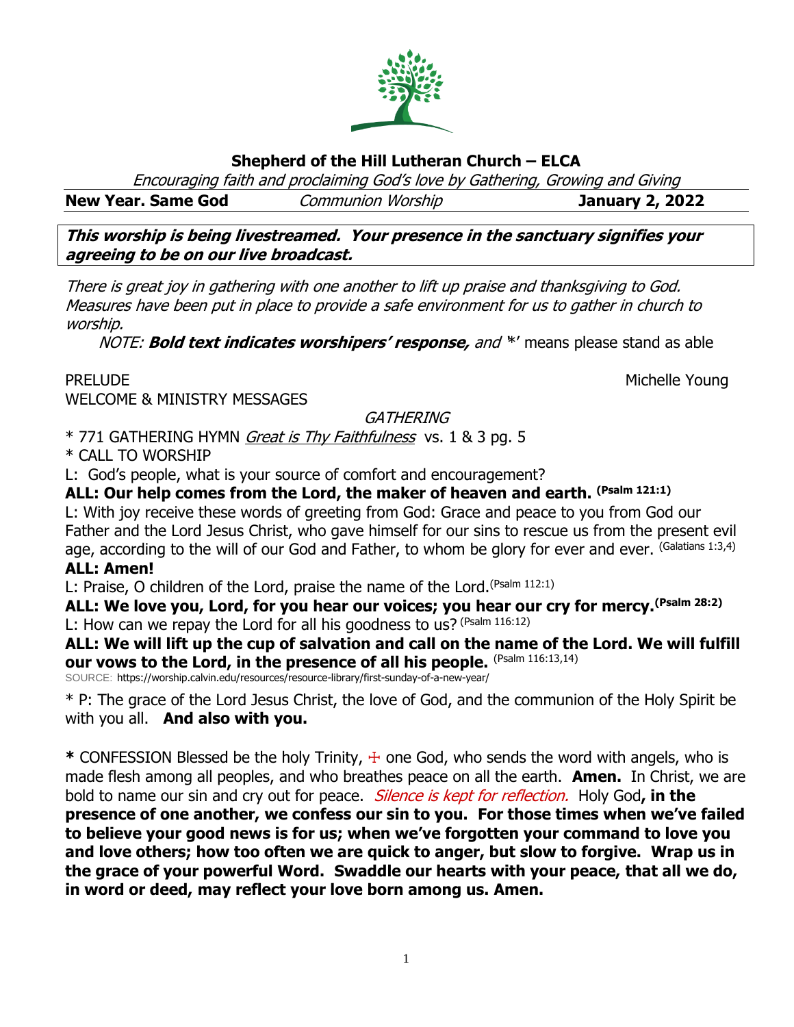# Shepherd of the Hill Lutheran Church – ELCA

*Encouraging faith and proclaiming God's love by Gathering, Growing and Giving*

**New Year. Same God** *Communion Worship* **January 2, 2022**

***This worship is being livestreamed. Your presence in the sanctuary signifies your agreeing to be on our live broadcast.***

*There is great joy in gathering with one another to lift up praise and thanksgiving to God. Measures have been put in place to provide a safe environment for us to gather in church to worship.*

*NOTE:* ***Bold text indicates worshipers' response,*** *and* '*' means please stand as able

PRELUDE Michelle Young

WELCOME & MINISTRY MESSAGES

*GATHERING*

* 771 GATHERING HYMN *Great is Thy Faithfulness* vs. 1 & 3 pg. 5

* CALL TO WORSHIP

L: God's people, what is your source of comfort and encouragement?

**ALL: Our help comes from the Lord, the maker of heaven and earth. (Psalm 121:1)**

L: With joy receive these words of greeting from God: Grace and peace to you from God our Father and the Lord Jesus Christ, who gave himself for our sins to rescue us from the present evil age, according to the will of our God and Father, to whom be glory for ever and ever. (Galatians 1:3,4)

**ALL: Amen!**

L: Praise, O children of the Lord, praise the name of the Lord. (Psalm 112:1)

**ALL: We love you, Lord, for you hear our voices; you hear our cry for mercy. (Psalm 28:2)**

L: How can we repay the Lord for all his goodness to us? (Psalm 116:12)

**ALL: We will lift up the cup of salvation and call on the name of the Lord. We will fulfill our vows to the Lord, in the presence of all his people.** (Psalm 116:13,14)

SOURCE: https://worship.calvin.edu/resources/resource-library/first-sunday-of-a-new-year/

* P: The grace of the Lord Jesus Christ, the love of God, and the communion of the Holy Spirit be with you all. **And also with you.**

**\*** CONFESSION Blessed be the holy Trinity, ☩ one God, who sends the word with angels, who is made flesh among all peoples, and who breathes peace on all the earth. **Amen.** In Christ, we are bold to name our sin and cry out for peace. *Silence is kept for reflection.* Holy God**, in the presence of one another, we confess our sin to you. For those times when we've failed to believe your good news is for us; when we've forgotten your command to love you and love others; how too often we are quick to anger, but slow to forgive. Wrap us in the grace of your powerful Word. Swaddle our hearts with your peace, that all we do, in word or deed, may reflect your love born among us. Amen.**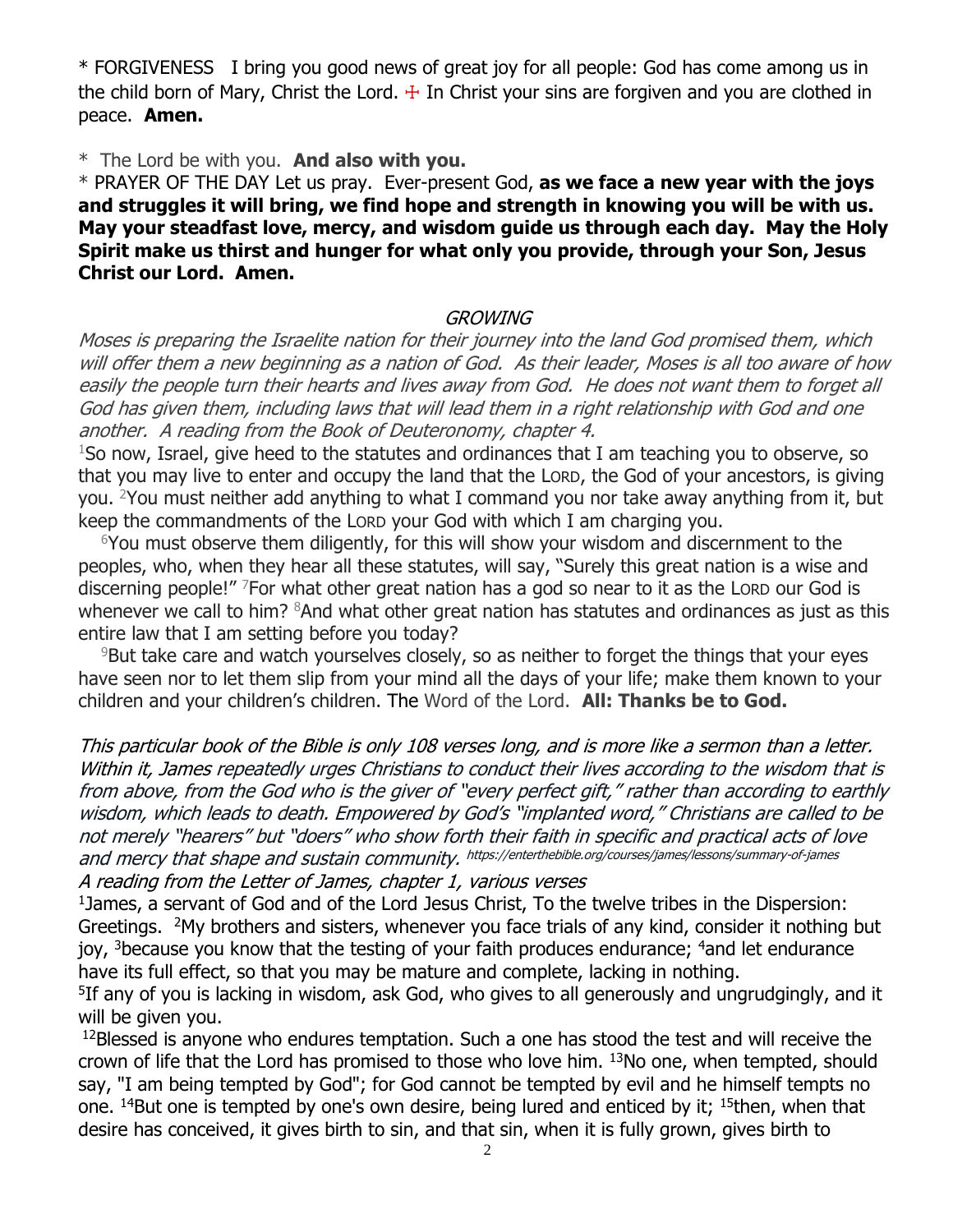\* FORGIVENESS I bring you good news of great joy for all people: God has come among us in the child born of Mary, Christ the Lord. ☩ In Christ your sins are forgiven and you are clothed in peace. **Amen.**

\* The Lord be with you. **And also with you.**

\* PRAYER OF THE DAY Let us pray. Ever-present God, **as we face a new year with the joys and struggles it will bring, we find hope and strength in knowing you will be with us. May your steadfast love, mercy, and wisdom guide us through each day. May the Holy Spirit make us thirst and hunger for what only you provide, through your Son, Jesus Christ our Lord. Amen.**

## *GROWING*

*Moses is preparing the Israelite nation for their journey into the land God promised them, which will offer them a new beginning as a nation of God. As their leader, Moses is all too aware of how easily the people turn their hearts and lives away from God. He does not want them to forget all God has given them, including laws that will lead them in a right relationship with God and one another. A reading from the Book of Deuteronomy, chapter 4.*

[1]So now, Israel, give heed to the statutes and ordinances that I am teaching you to observe, so that you may live to enter and occupy the land that the LORD, the God of your ancestors, is giving you. [2]You must neither add anything to what I command you nor take away anything from it, but keep the commandments of the LORD your God with which I am charging you.

[6]You must observe them diligently, for this will show your wisdom and discernment to the peoples, who, when they hear all these statutes, will say, "Surely this great nation is a wise and discerning people!" [7]For what other great nation has a god so near to it as the LORD our God is whenever we call to him? [8]And what other great nation has statutes and ordinances as just as this entire law that I am setting before you today?

[9]But take care and watch yourselves closely, so as neither to forget the things that your eyes have seen nor to let them slip from your mind all the days of your life; make them known to your children and your children's children. The Word of the Lord. **All: Thanks be to God.**

*This particular book of the Bible is only 108 verses long, and is more like a sermon than a letter. Within it, James repeatedly urges Christians to conduct their lives according to the wisdom that is from above, from the God who is the giver of "every perfect gift," rather than according to earthly wisdom, which leads to death. Empowered by God's "implanted word," Christians are called to be not merely "hearers" but "doers" who show forth their faith in specific and practical acts of love and mercy that shape and sustain community.* https://enterthebible.org/courses/james/lessons/summary-of-james

*A reading from the Letter of James, chapter 1, various verses*

[1]James, a servant of God and of the Lord Jesus Christ, To the twelve tribes in the Dispersion: Greetings. [2]My brothers and sisters, whenever you face trials of any kind, consider it nothing but joy, [3]because you know that the testing of your faith produces endurance; [4]and let endurance have its full effect, so that you may be mature and complete, lacking in nothing.

[5]If any of you is lacking in wisdom, ask God, who gives to all generously and ungrudgingly, and it will be given you.

[12]Blessed is anyone who endures temptation. Such a one has stood the test and will receive the crown of life that the Lord has promised to those who love him. [13]No one, when tempted, should say, "I am being tempted by God"; for God cannot be tempted by evil and he himself tempts no one. [14]But one is tempted by one's own desire, being lured and enticed by it; [15]then, when that desire has conceived, it gives birth to sin, and that sin, when it is fully grown, gives birth to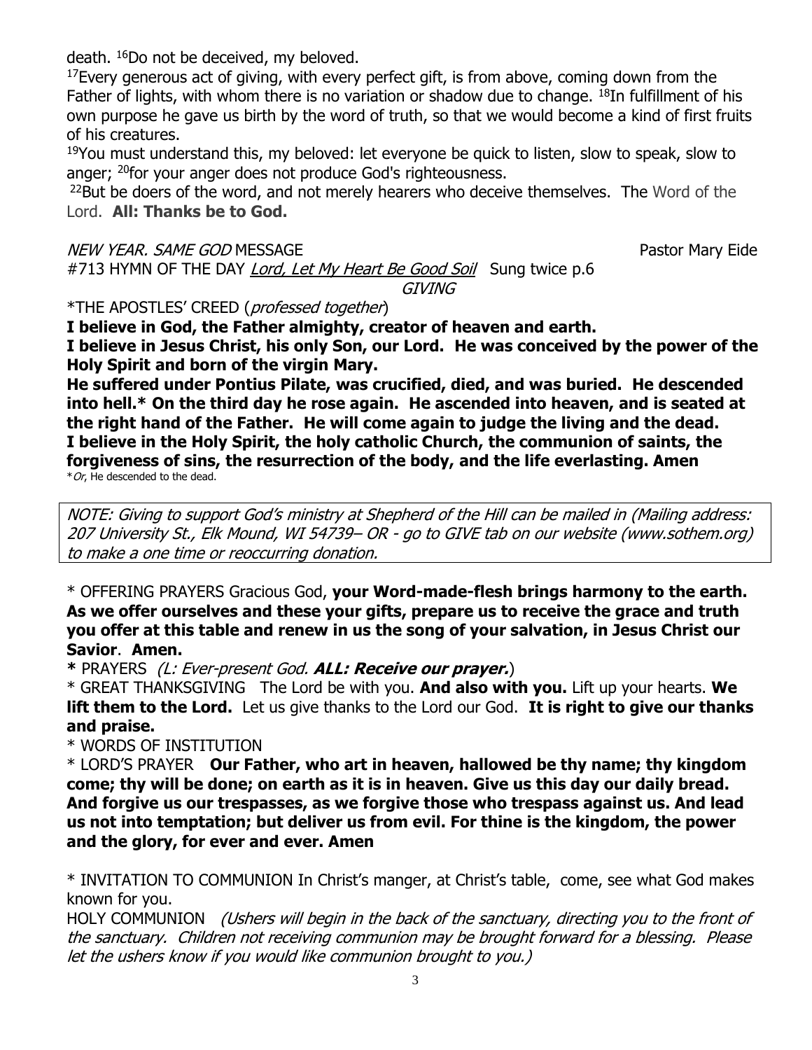death. [16]Do not be deceived, my beloved.

[17]Every generous act of giving, with every perfect gift, is from above, coming down from the Father of lights, with whom there is no variation or shadow due to change. [18]In fulfillment of his own purpose he gave us birth by the word of truth, so that we would become a kind of first fruits of his creatures.

[19]You must understand this, my beloved: let everyone be quick to listen, slow to speak, slow to anger; [20]for your anger does not produce God's righteousness.

[22]But be doers of the word, and not merely hearers who deceive themselves. The Word of the Lord. **All: Thanks be to God.**

*NEW YEAR. SAME GOD* MESSAGE Pastor Mary Eide

#713 HYMN OF THE DAY *Lord, Let My Heart Be Good Soil* Sung twice p.6

*GIVING*

*THE APOSTLES' CREED (*professed together*)

**I believe in God, the Father almighty, creator of heaven and earth.**

**I believe in Jesus Christ, his only Son, our Lord. He was conceived by the power of the Holy Spirit and born of the virgin Mary.**

**He suffered under Pontius Pilate, was crucified, died, and was buried. He descended into hell.* On the third day he rose again. He ascended into heaven, and is seated at the right hand of the Father. He will come again to judge the living and the dead. I believe in the Holy Spirit, the holy catholic Church, the communion of saints, the forgiveness of sins, the resurrection of the body, and the life everlasting. Amen**

**Or*, He descended to the dead.

*NOTE: Giving to support God's ministry at Shepherd of the Hill can be mailed in (Mailing address: 207 University St., Elk Mound, WI 54739– OR - go to GIVE tab on our website (www.sothem.org) to make a one time or reoccurring donation.*

* OFFERING PRAYERS Gracious God, **your Word-made-flesh brings harmony to the earth. As we offer ourselves and these your gifts, prepare us to receive the grace and truth you offer at this table and renew in us the song of your salvation, in Jesus Christ our Savior**. **Amen.**

**\*** PRAYERS *(L: Ever-present God.* ***ALL: Receive our prayer.****)*

* GREAT THANKSGIVING The Lord be with you. **And also with you.** Lift up your hearts. **We lift them to the Lord.** Let us give thanks to the Lord our God. **It is right to give our thanks and praise.**

* WORDS OF INSTITUTION

* LORD'S PRAYER **Our Father, who art in heaven, hallowed be thy name; thy kingdom come; thy will be done; on earth as it is in heaven. Give us this day our daily bread. And forgive us our trespasses, as we forgive those who trespass against us. And lead us not into temptation; but deliver us from evil. For thine is the kingdom, the power and the glory, for ever and ever. Amen**

* INVITATION TO COMMUNION In Christ's manger, at Christ's table, come, see what God makes known for you.

HOLY COMMUNION *(Ushers will begin in the back of the sanctuary, directing you to the front of the sanctuary. Children not receiving communion may be brought forward for a blessing. Please let the ushers know if you would like communion brought to you.)*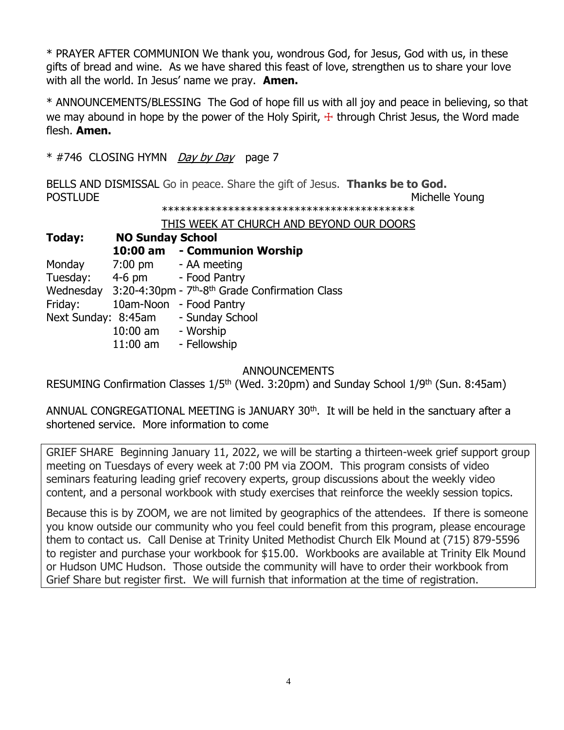\* PRAYER AFTER COMMUNION We thank you, wondrous God, for Jesus, God with us, in these gifts of bread and wine. As we have shared this feast of love, strengthen us to share your love with all the world. In Jesus' name we pray. **Amen.**

\* ANNOUNCEMENTS/BLESSING The God of hope fill us with all joy and peace in believing, so that we may abound in hope by the power of the Holy Spirit, ☩ through Christ Jesus, the Word made flesh. **Amen.**

\* #746 CLOSING HYMN *Day by Day* page 7

BELLS AND DISMISSAL Go in peace. Share the gift of Jesus. **Thanks be to God.**
POSTLUDE Michelle Young

\*\*\*\*\*\*\*\*\*\*\*\*\*\*\*\*\*\*\*\*\*\*\*\*\*\*\*\*\*\*\*\*\*\*\*\*\*\*\*\*\*\*

THIS WEEK AT CHURCH AND BEYOND OUR DOORS

| | | |
|---|---|---|
| **Today:** | **NO Sunday School** | |
| | **10:00 am** | **- Communion Worship** |
| Monday | 7:00 pm | - AA meeting |
| Tuesday: | 4-6 pm | - Food Pantry |
| Wednesday | 3:20-4:30pm | - 7th-8th Grade Confirmation Class |
| Friday: | 10am-Noon | - Food Pantry |
| Next Sunday: | 8:45am | - Sunday School |
| | 10:00 am | - Worship |
| | 11:00 am | - Fellowship |

ANNOUNCEMENTS

RESUMING Confirmation Classes 1/5th (Wed. 3:20pm) and Sunday School 1/9th (Sun. 8:45am)

ANNUAL CONGREGATIONAL MEETING is JANUARY 30th. It will be held in the sanctuary after a shortened service. More information to come

GRIEF SHARE Beginning January 11, 2022, we will be starting a thirteen-week grief support group meeting on Tuesdays of every week at 7:00 PM via ZOOM. This program consists of video seminars featuring leading grief recovery experts, group discussions about the weekly video content, and a personal workbook with study exercises that reinforce the weekly session topics.

Because this is by ZOOM, we are not limited by geographics of the attendees. If there is someone you know outside our community who you feel could benefit from this program, please encourage them to contact us. Call Denise at Trinity United Methodist Church Elk Mound at (715) 879-5596 to register and purchase your workbook for $15.00. Workbooks are available at Trinity Elk Mound or Hudson UMC Hudson. Those outside the community will have to order their workbook from Grief Share but register first. We will furnish that information at the time of registration.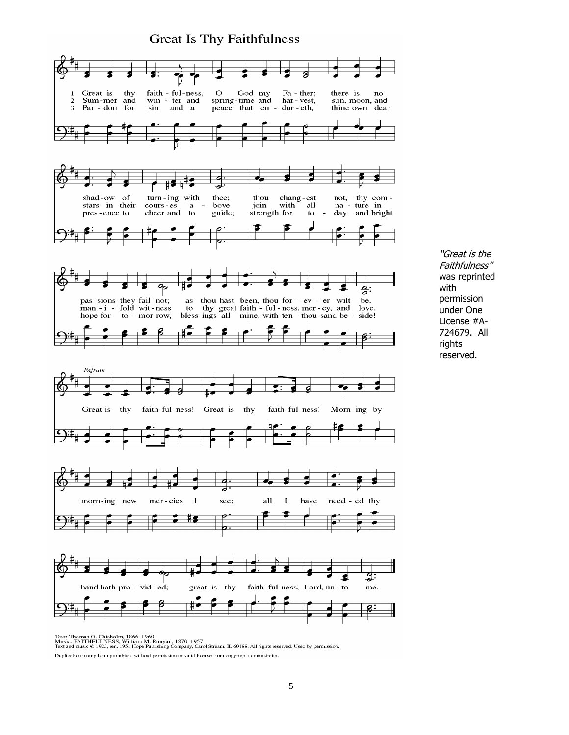# Great Is Thy Faithfulness

1 Great is thy faith-ful-ness, O God my Fa-ther; there is no shad-ow of turn-ing with thee; thou chang-est not, thy com-pas-sions they fail not; as thou hast been, thou for-ev-er wilt be.

2 Sum-mer and win-ter and spring-time and har-vest, sun, moon, and stars in their cours-es a-bove join with all na-ture in man-i-fold wit-ness to thy great faith-ful-ness, mer-cy, and love.

3 Par-don for sin and a peace that en-dur-eth, thine own dear pres-ence to cheer and to guide; strength for to-day and bright hope for to-mor-row, bless-ings all mine, with ten thou-sand be-side!

*Refrain*

Great is thy faith-ful-ness! Great is thy faith-ful-ness! Morn-ing by morn-ing new mer-cies I see; all I have need-ed thy hand hath pro-vid-ed; great is thy faith-ful-ness, Lord, un-to me.

*"Great is the Faithfulness"* was reprinted with permission under One License #A-724679. All rights reserved.

Text: Thomas O. Chisholm, 1866–1960
Music: FAITHFULNESS, William M. Runyan, 1870–1957
Text and music © 1923, ren. 1951 Hope Publishing Company, Carol Stream, IL 60188. All rights reserved. Used by permission.

Duplication in any form prohibited without permission or valid license from copyright administrator.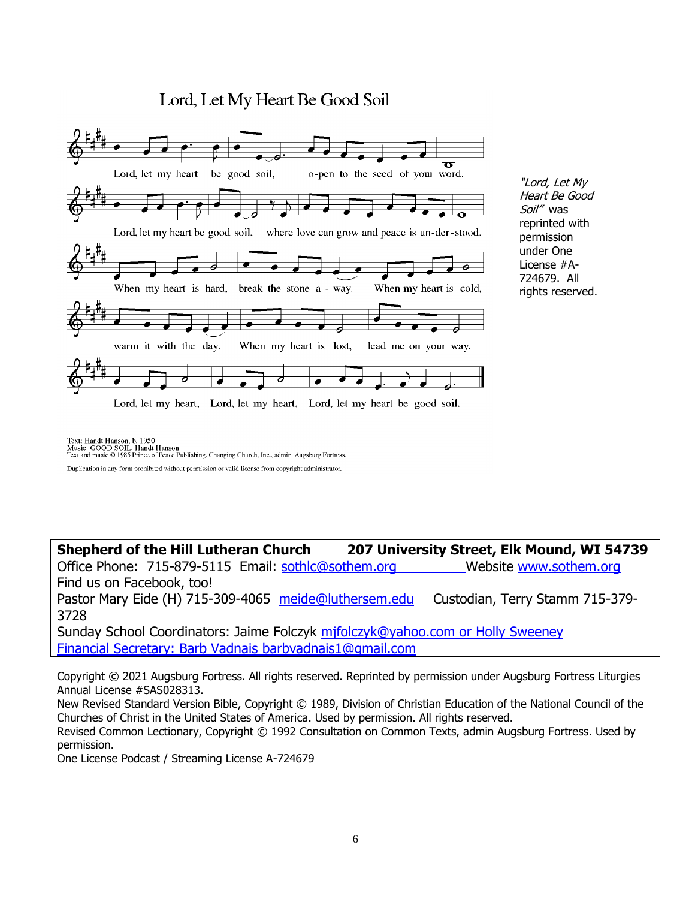## Lord, Let My Heart Be Good Soil

Lord, let my heart be good soil, open to the seed of your word.
Lord, let my heart be good soil, where love can grow and peace is understood.
When my heart is hard, break the stone away.
When my heart is cold, warm it with the day.
When my heart is lost, lead me on your way.
Lord, let my heart, Lord, let my heart, Lord, let my heart be good soil.

Text: Handt Hanson, b. 1950
Music: GOOD SOIL, Handt Hanson
Text and music © 1985 Prince of Peace Publishing, Changing Church, Inc., admin. Augsburg Fortress.

Duplication in any form prohibited without permission or valid license from copyright administrator.

*"Lord, Let My Heart Be Good Soil"* was reprinted with permission under One License #A-724679. All rights reserved.

**Shepherd of the Hill Lutheran Church** **207 University Street, Elk Mound, WI 54739**
Office Phone: 715-879-5115 Email: sothlc@sothem.org Website www.sothem.org
Find us on Facebook, too!
Pastor Mary Eide (H) 715-309-4065 meide@luthersem.edu Custodian, Terry Stamm 715-379-3728
Sunday School Coordinators: Jaime Folczyk mjfolczyk@yahoo.com or Holly Sweeney
Financial Secretary: Barb Vadnais barbvadnais1@gmail.com

Copyright © 2021 Augsburg Fortress. All rights reserved. Reprinted by permission under Augsburg Fortress Liturgies Annual License #SAS028313.
New Revised Standard Version Bible, Copyright © 1989, Division of Christian Education of the National Council of the Churches of Christ in the United States of America. Used by permission. All rights reserved.
Revised Common Lectionary, Copyright © 1992 Consultation on Common Texts, admin Augsburg Fortress. Used by permission.
One License Podcast / Streaming License A-724679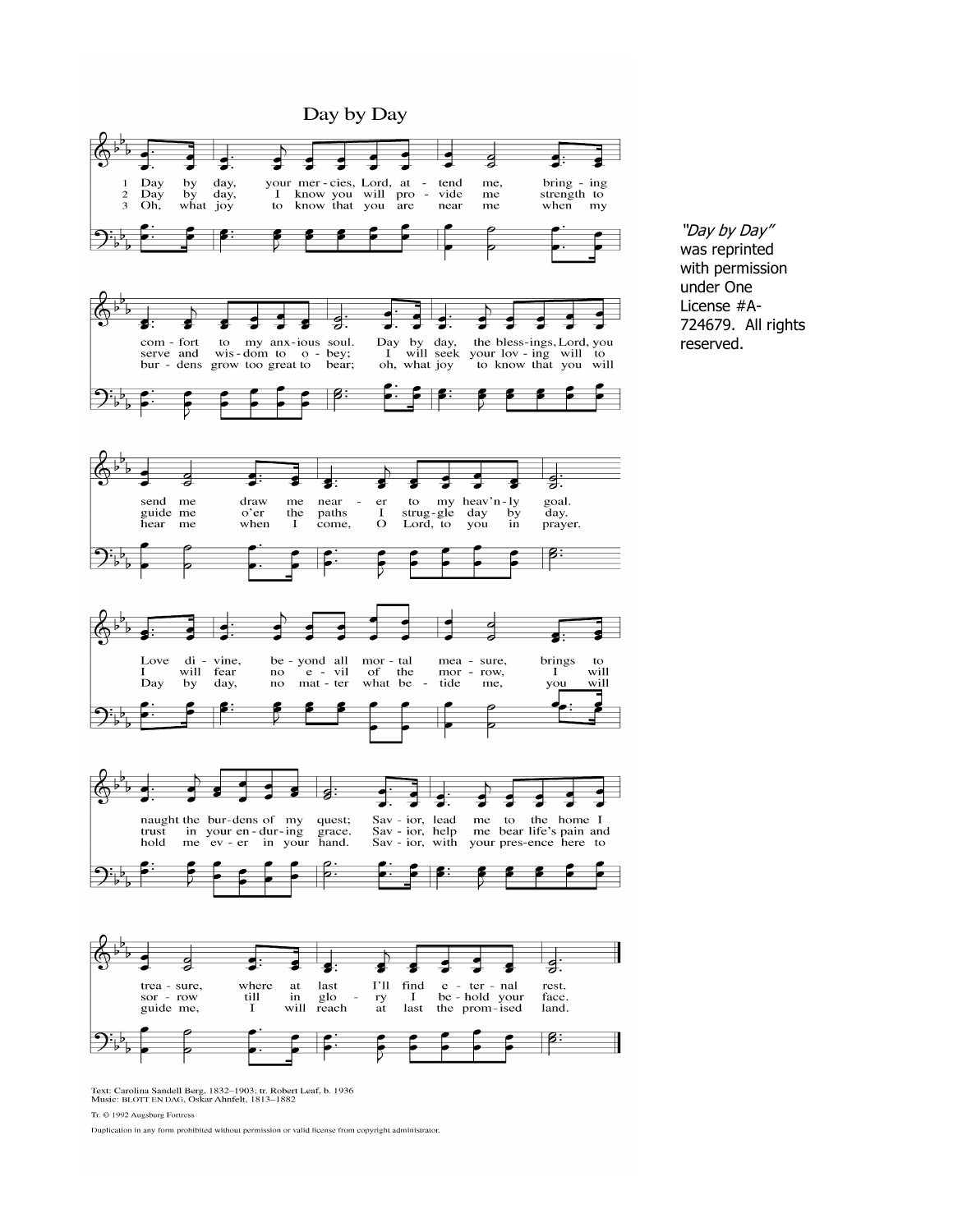# Day by Day

1 Day by day, your mercies, Lord, attend me, bringing comfort to my anxious soul. Day by day, the blessings, Lord, you send me draw me nearer to my heav'nly goal. Love divine, beyond all mortal measure, brings to naught the burdens of my quest; Savior, lead me to the home I treasure, where at last I'll find eternal rest.

2 Day by day, I know you will provide me strength to serve and wisdom to obey; I will seek your loving will to guide me o'er the paths I struggle day by day. I will fear no evil of the morrow, I will trust in your enduring grace. Savior, help me bear life's pain and sorrow till in glory I behold your face.

3 Oh, what joy to know that you are near me when my burdens grow too great to bear; oh, what joy to know that you will hear me when I come, O Lord, to you in prayer. Day by day, no matter what betide me, you will hold me ever in your hand. Savior, with your presence here to guide me, I will reach at last the promised land.

*"Day by Day"* was reprinted with permission under One License #A-724679. All rights reserved.

Text: Carolina Sandell Berg, 1832–1903; tr. Robert Leaf, b. 1936
Music: BLOTT EN DAG, Oskar Ahnfelt, 1813–1882

Tr. © 1992 Augsburg Fortress

Duplication in any form prohibited without permission or valid license from copyright administrator.